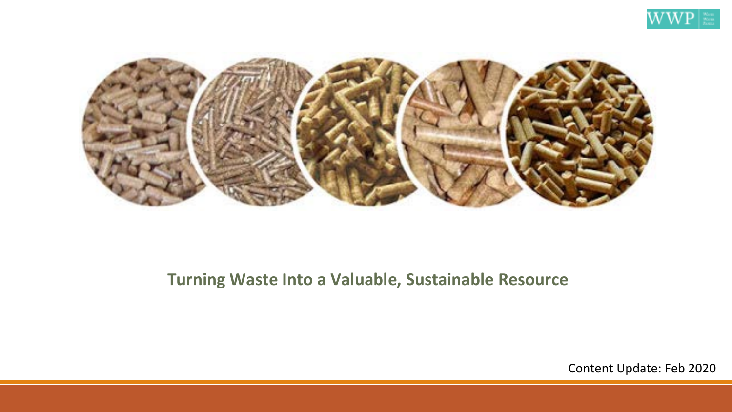WWP

# Turning Waste Into a Valuable, Sustainable Resource

Content Update: Feb 2020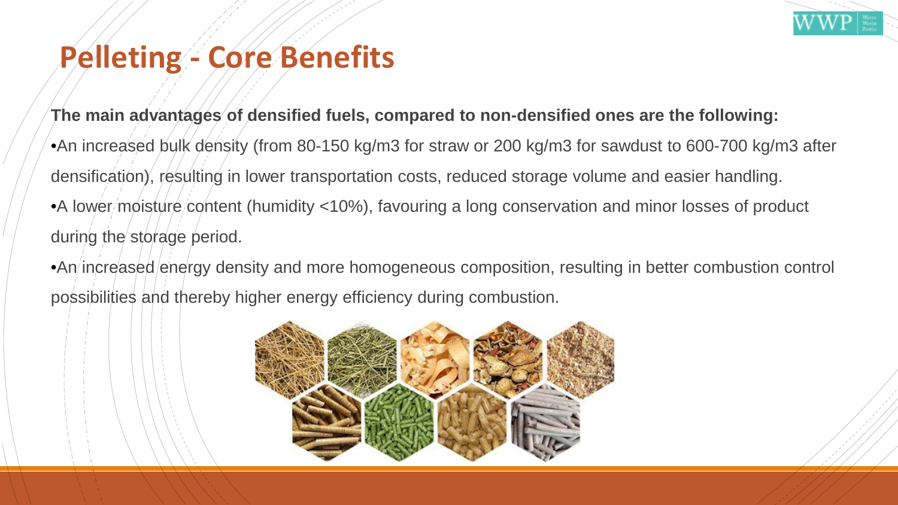# Pelleting - Core Benefits

**The main advantages of densified fuels, compared to non-densified ones are the following:**

- An increased bulk density (from 80-150 kg/m3 for straw or 200 kg/m3 for sawdust to 600-700 kg/m3 after densification), resulting in lower transportation costs, reduced storage volume and easier handling.
- A lower moisture content (humidity <10%), favouring a long conservation and minor losses of product during the storage period.
- An increased energy density and more homogeneous composition, resulting in better combustion control possibilities and thereby higher energy efficiency during combustion.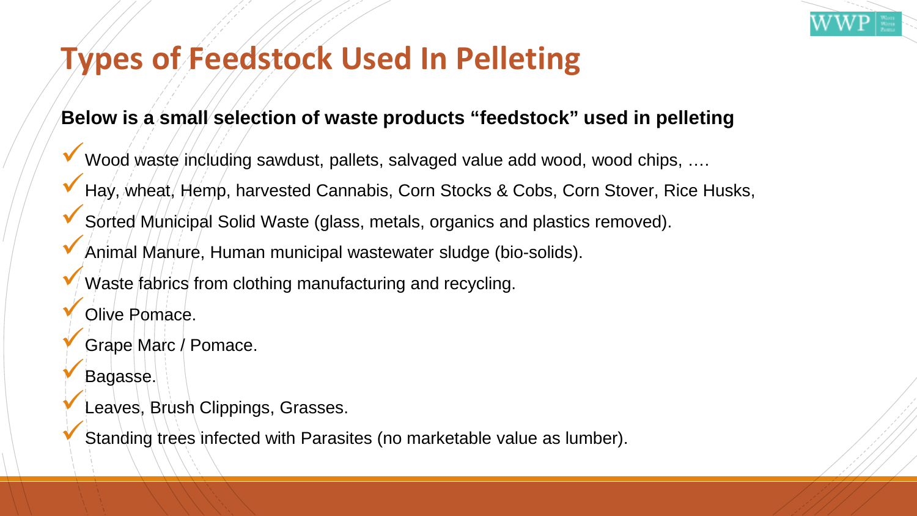# Types of Feedstock Used In Pelleting

**Below is a small selection of waste products "feedstock" used in pelleting**

- ✓ Wood waste including sawdust, pallets, salvaged value add wood, wood chips, ….
- ✓ Hay, wheat, Hemp, harvested Cannabis, Corn Stocks & Cobs, Corn Stover, Rice Husks,
- ✓ Sorted Municipal Solid Waste (glass, metals, organics and plastics removed).
- ✓ Animal Manure, Human municipal wastewater sludge (bio-solids).
- ✓ Waste fabrics from clothing manufacturing and recycling.
- ✓ Olive Pomace.
- ✓ Grape Marc / Pomace.
- ✓ Bagasse.
- ✓ Leaves, Brush Clippings, Grasses.
- ✓ Standing trees infected with Parasites (no marketable value as lumber).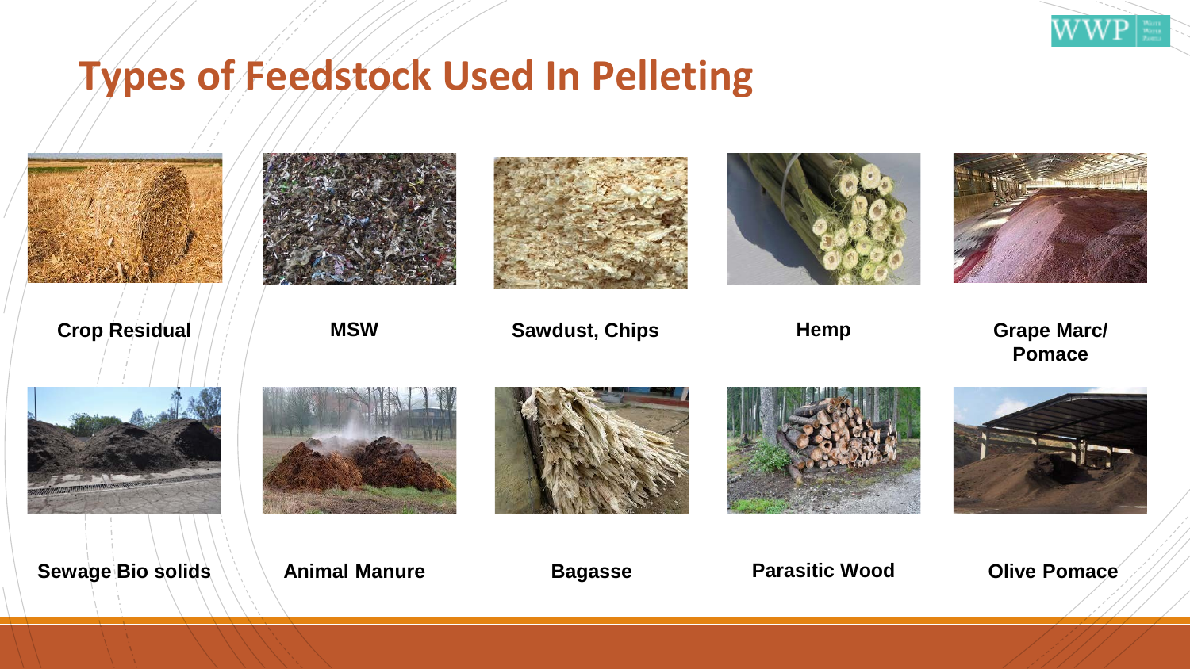# Types of Feedstock Used In Pelleting

- Crop Residual
- MSW
- Sawdust, Chips
- Hemp
- Grape Marc/ Pomace
- Sewage Bio solids
- Animal Manure
- Bagasse
- Parasitic Wood
- Olive Pomace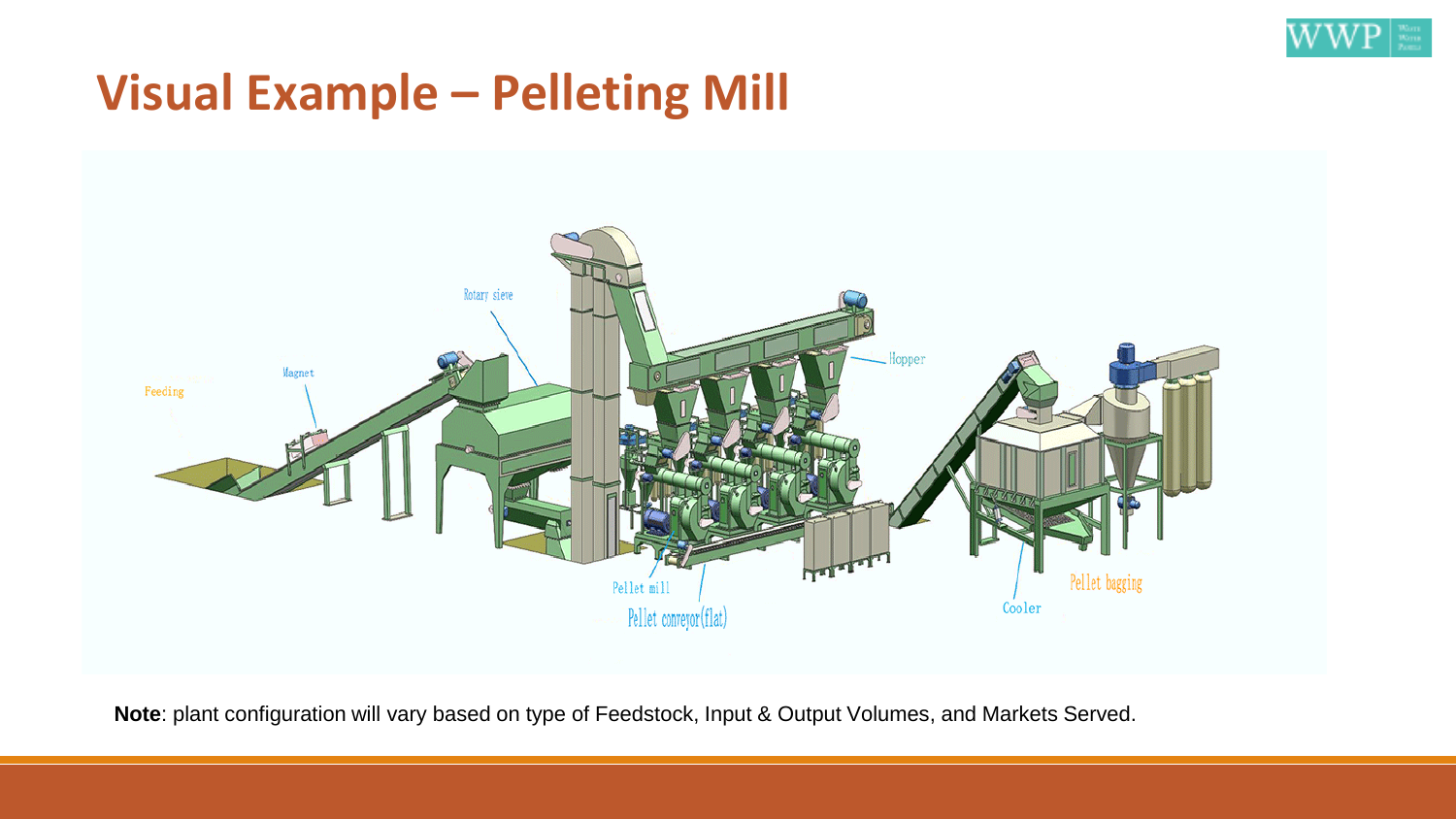# Visual Example – Pelleting Mill

Feeding

Magnet

Rotary sieve

Hopper

Pellet mill

Pellet conveyor(flat)

Cooler

Pellet bagging

**Note**: plant configuration will vary based on type of Feedstock, Input & Output Volumes, and Markets Served.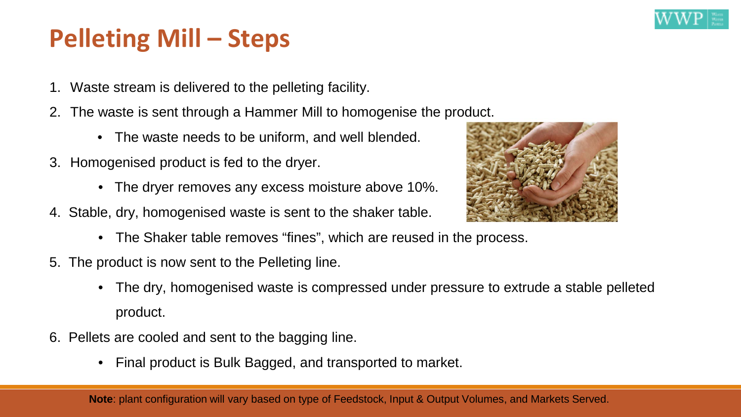# Pelleting Mill – Steps

1. Waste stream is delivered to the pelleting facility.
2. The waste is sent through a Hammer Mill to homogenise the product.
   - The waste needs to be uniform, and well blended.
3. Homogenised product is fed to the dryer.
   - The dryer removes any excess moisture above 10%.
4. Stable, dry, homogenised waste is sent to the shaker table.
   - The Shaker table removes "fines", which are reused in the process.
5. The product is now sent to the Pelleting line.
   - The dry, homogenised waste is compressed under pressure to extrude a stable pelleted product.
6. Pellets are cooled and sent to the bagging line.
   - Final product is Bulk Bagged, and transported to market.

**Note**: plant configuration will vary based on type of Feedstock, Input & Output Volumes, and Markets Served.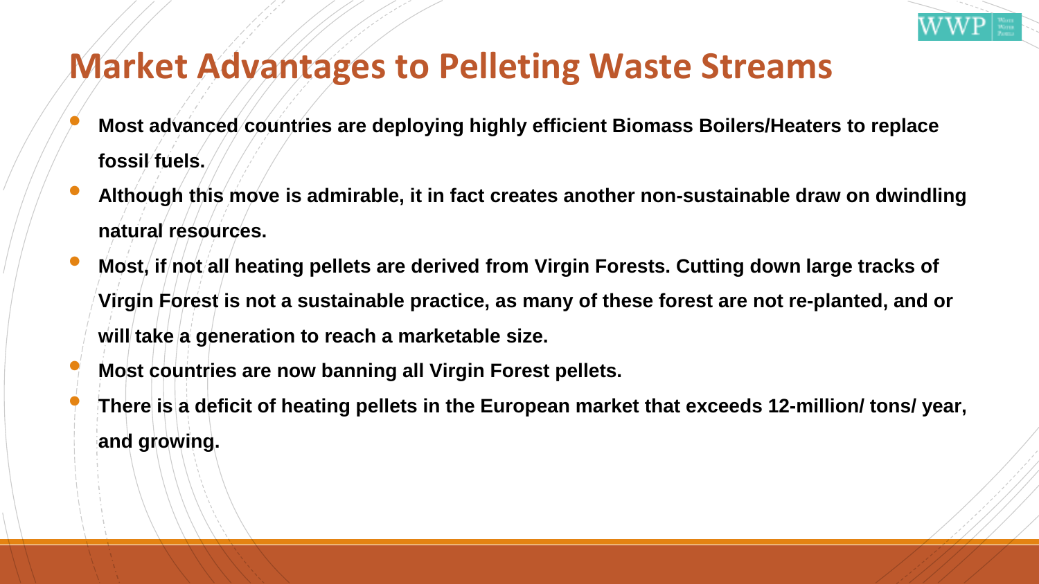# Market Advantages to Pelleting Waste Streams

- **Most advanced countries are deploying highly efficient Biomass Boilers/Heaters to replace fossil fuels.**
- **Although this move is admirable, it in fact creates another non-sustainable draw on dwindling natural resources.**
- **Most, if not all heating pellets are derived from Virgin Forests. Cutting down large tracks of Virgin Forest is not a sustainable practice, as many of these forest are not re-planted, and or will take a generation to reach a marketable size.**
- **Most countries are now banning all Virgin Forest pellets.**
- **There is a deficit of heating pellets in the European market that exceeds 12-million/ tons/ year, and growing.**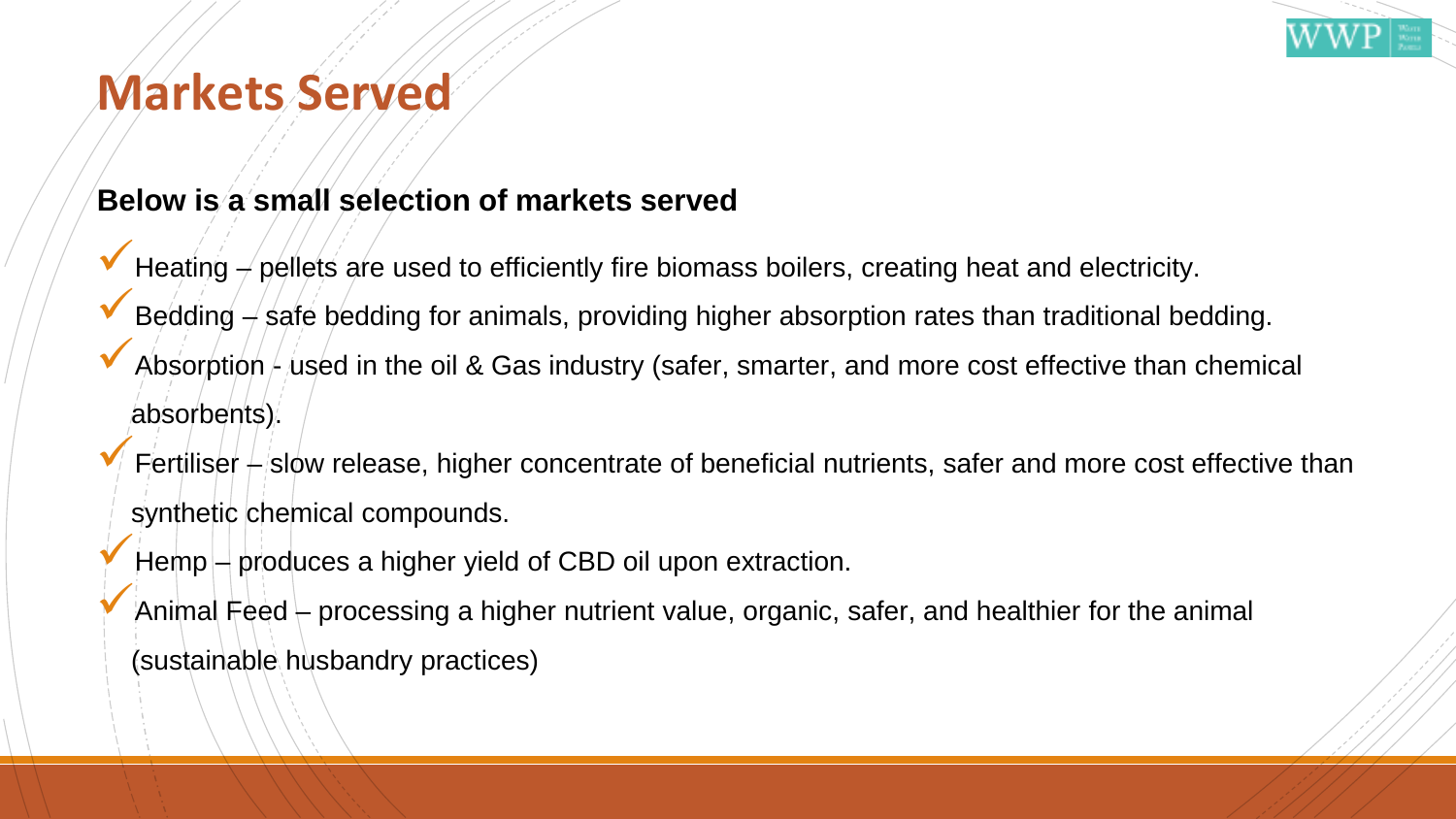# Markets Served

**Below is a small selection of markets served**

- ✓ Heating – pellets are used to efficiently fire biomass boilers, creating heat and electricity.
- ✓ Bedding – safe bedding for animals, providing higher absorption rates than traditional bedding.
- ✓ Absorption - used in the oil & Gas industry (safer, smarter, and more cost effective than chemical absorbents).
- ✓ Fertiliser – slow release, higher concentrate of beneficial nutrients, safer and more cost effective than synthetic chemical compounds.
- ✓ Hemp – produces a higher yield of CBD oil upon extraction.
- ✓ Animal Feed – processing a higher nutrient value, organic, safer, and healthier for the animal (sustainable husbandry practices)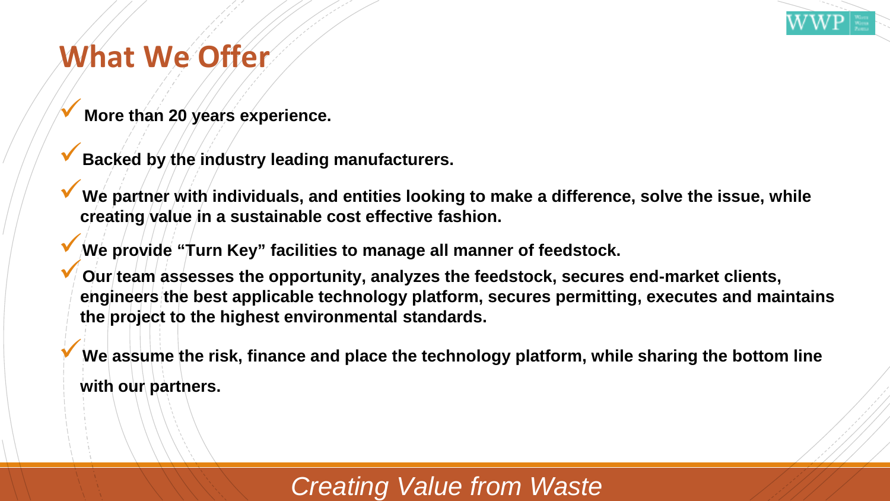# What We Offer

- **More than 20 years experience.**
- **Backed by the industry leading manufacturers.**
- **We partner with individuals, and entities looking to make a difference, solve the issue, while creating value in a sustainable cost effective fashion.**
- **We provide "Turn Key" facilities to manage all manner of feedstock.**
- **Our team assesses the opportunity, analyzes the feedstock, secures end-market clients, engineers the best applicable technology platform, secures permitting, executes and maintains the project to the highest environmental standards.**
- **We assume the risk, finance and place the technology platform, while sharing the bottom line with our partners.**

*Creating Value from Waste*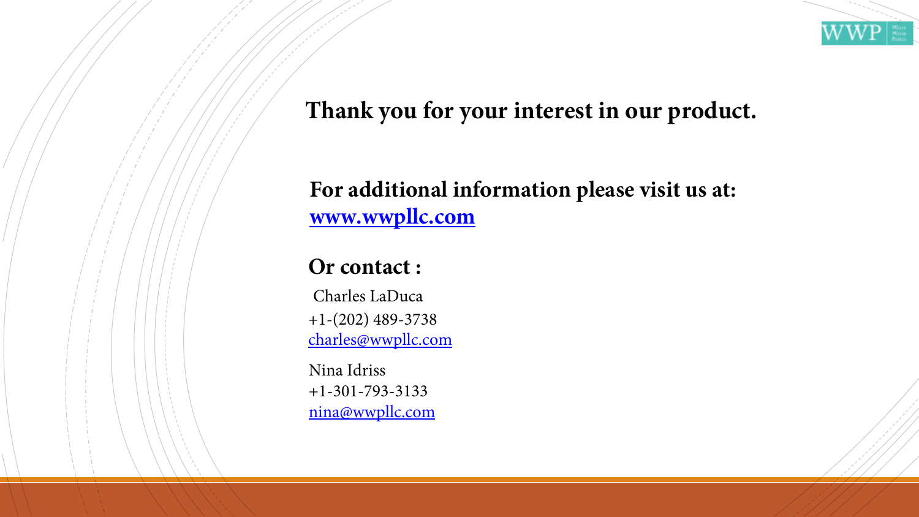**Thank you for your interest in our product.**

**For additional information please visit us at:**
**[www.wwpllc.com](http://www.wwpllc.com)**

**Or contact :**

Charles LaDuca
+1-(202) 489-3738
[charles@wwpllc.com](mailto:charles@wwpllc.com)

Nina Idriss
+1-301-793-3133
[nina@wwpllc.com](mailto:nina@wwpllc.com)